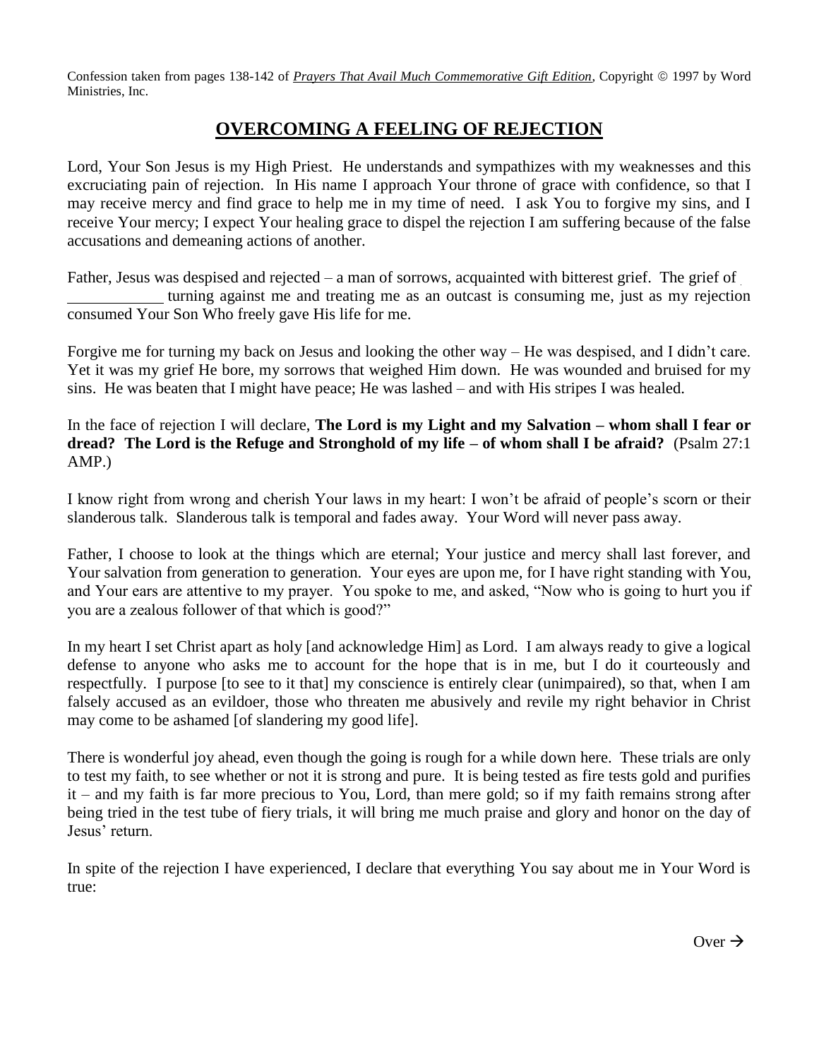Confession taken from pages 138-142 of *Prayers That Avail Much Commemorative Gift Edition*, Copyright © 1997 by Word Ministries, Inc.

# OVERCOMING A FEELING OF REJECTION

Lord, Your Son Jesus is my High Priest. He understands and sympathizes with my weaknesses and this excruciating pain of rejection. In His name I approach Your throne of grace with confidence, so that I may receive mercy and find grace to help me in my time of need. I ask You to forgive my sins, and I receive Your mercy; I expect Your healing grace to dispel the rejection I am suffering because of the false accusations and demeaning actions of another.

Father, Jesus was despised and rejected – a man of sorrows, acquainted with bitterest grief. The grief of ____________ turning against me and treating me as an outcast is consuming me, just as my rejection consumed Your Son Who freely gave His life for me.

Forgive me for turning my back on Jesus and looking the other way – He was despised, and I didn't care. Yet it was my grief He bore, my sorrows that weighed Him down. He was wounded and bruised for my sins. He was beaten that I might have peace; He was lashed – and with His stripes I was healed.

In the face of rejection I will declare, **The Lord is my Light and my Salvation – whom shall I fear or dread? The Lord is the Refuge and Stronghold of my life – of whom shall I be afraid?** (Psalm 27:1 AMP.)

I know right from wrong and cherish Your laws in my heart: I won't be afraid of people's scorn or their slanderous talk. Slanderous talk is temporal and fades away. Your Word will never pass away.

Father, I choose to look at the things which are eternal; Your justice and mercy shall last forever, and Your salvation from generation to generation. Your eyes are upon me, for I have right standing with You, and Your ears are attentive to my prayer. You spoke to me, and asked, "Now who is going to hurt you if you are a zealous follower of that which is good?"

In my heart I set Christ apart as holy [and acknowledge Him] as Lord. I am always ready to give a logical defense to anyone who asks me to account for the hope that is in me, but I do it courteously and respectfully. I purpose [to see to it that] my conscience is entirely clear (unimpaired), so that, when I am falsely accused as an evildoer, those who threaten me abusively and revile my right behavior in Christ may come to be ashamed [of slandering my good life].

There is wonderful joy ahead, even though the going is rough for a while down here. These trials are only to test my faith, to see whether or not it is strong and pure. It is being tested as fire tests gold and purifies it – and my faith is far more precious to You, Lord, than mere gold; so if my faith remains strong after being tried in the test tube of fiery trials, it will bring me much praise and glory and honor on the day of Jesus' return.

In spite of the rejection I have experienced, I declare that everything You say about me in Your Word is true:

Over →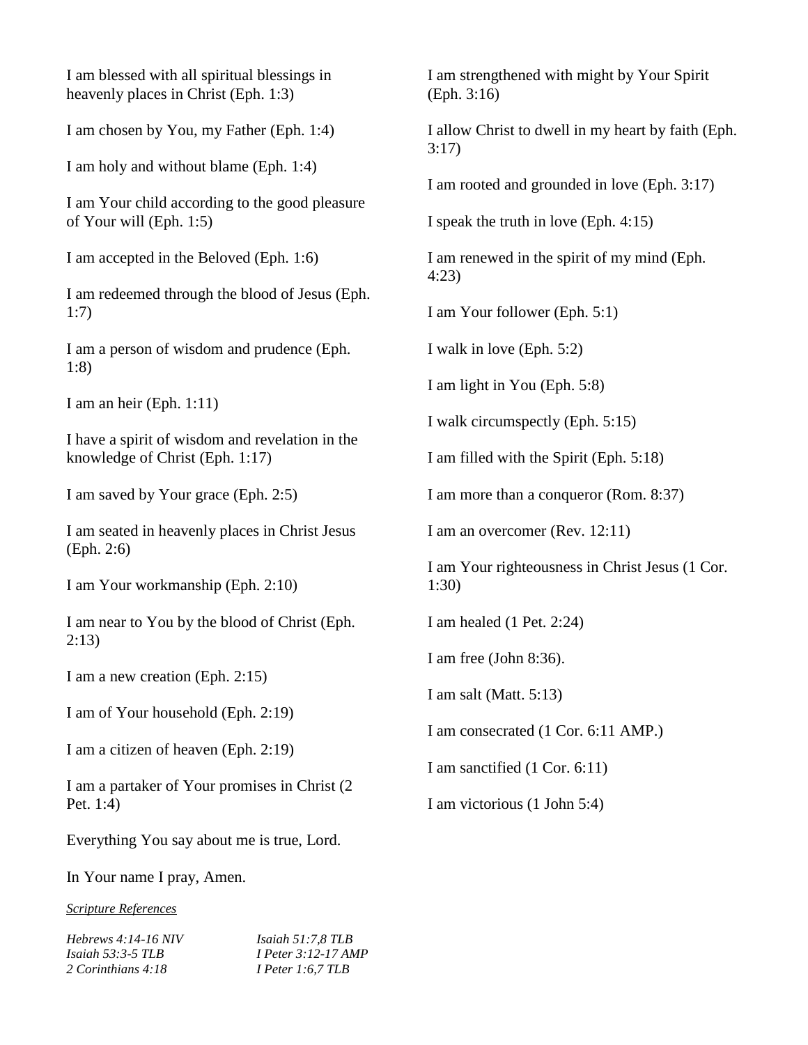I am blessed with all spiritual blessings in heavenly places in Christ (Eph. 1:3)

I am chosen by You, my Father (Eph. 1:4)

I am holy and without blame (Eph. 1:4)

I am Your child according to the good pleasure of Your will (Eph. 1:5)

I am accepted in the Beloved (Eph. 1:6)

I am redeemed through the blood of Jesus (Eph. 1:7)

I am a person of wisdom and prudence (Eph. 1:8)

I am an heir (Eph. 1:11)

I have a spirit of wisdom and revelation in the knowledge of Christ (Eph. 1:17)

I am saved by Your grace (Eph. 2:5)

I am seated in heavenly places in Christ Jesus (Eph. 2:6)

I am Your workmanship (Eph. 2:10)

I am near to You by the blood of Christ (Eph. 2:13)

I am a new creation (Eph. 2:15)

I am of Your household (Eph. 2:19)

I am a citizen of heaven (Eph. 2:19)

I am a partaker of Your promises in Christ (2 Pet. 1:4)

Everything You say about me is true, Lord.

In Your name I pray, Amen.

*Scripture References*

*Hebrews 4:14-16 NIV*
*Isaiah 53:3-5 TLB*
*2 Corinthians 4:18*
*Isaiah 51:7,8 TLB*
*I Peter 3:12-17 AMP*
*I Peter 1:6,7 TLB*

I am strengthened with might by Your Spirit (Eph. 3:16)

I allow Christ to dwell in my heart by faith (Eph. 3:17)

I am rooted and grounded in love (Eph. 3:17)

I speak the truth in love (Eph. 4:15)

I am renewed in the spirit of my mind (Eph. 4:23)

I am Your follower (Eph. 5:1)

I walk in love (Eph. 5:2)

I am light in You (Eph. 5:8)

I walk circumspectly (Eph. 5:15)

I am filled with the Spirit (Eph. 5:18)

I am more than a conqueror (Rom. 8:37)

I am an overcomer (Rev. 12:11)

I am Your righteousness in Christ Jesus (1 Cor. 1:30)

I am healed (1 Pet. 2:24)

I am free (John 8:36).

I am salt (Matt. 5:13)

I am consecrated (1 Cor. 6:11 AMP.)

I am sanctified (1 Cor. 6:11)

I am victorious (1 John 5:4)